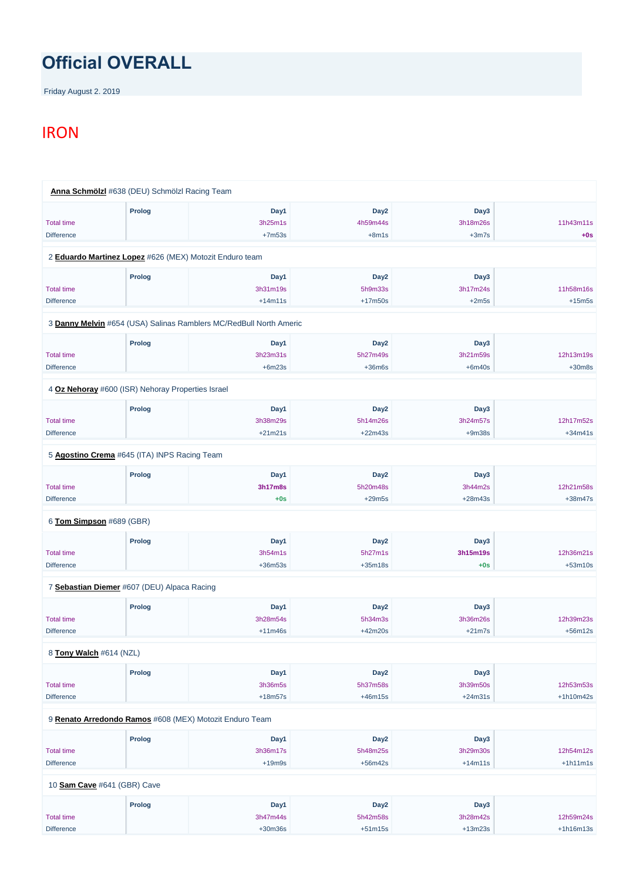# Official OVERALL

Friday August 2. 2019

## IRON

**Anna Schmölzl** #638 (DEU) Schmölzl Racing Team

| | Prolog | Day1 | Day2 | Day3 | |
|---|---|---|---|---|---|
| Total time | | 3h25m1s | 4h59m44s | 3h18m26s | 11h43m11s |
| Difference | | +7m53s | +8m1s | +3m7s | **+0s** |

2 **Eduardo Martinez Lopez** #626 (MEX) Motozit Enduro team

| | Prolog | Day1 | Day2 | Day3 | |
|---|---|---|---|---|---|
| Total time | | 3h31m19s | 5h9m33s | 3h17m24s | 11h58m16s |
| Difference | | +14m11s | +17m50s | +2m5s | +15m5s |

3 **Danny Melvin** #654 (USA) Salinas Ramblers MC/RedBull North Americ

| | Prolog | Day1 | Day2 | Day3 | |
|---|---|---|---|---|---|
| Total time | | 3h23m31s | 5h27m49s | 3h21m59s | 12h13m19s |
| Difference | | +6m23s | +36m6s | +6m40s | +30m8s |

4 **Oz Nehoray** #600 (ISR) Nehoray Properties Israel

| | Prolog | Day1 | Day2 | Day3 | |
|---|---|---|---|---|---|
| Total time | | 3h38m29s | 5h14m26s | 3h24m57s | 12h17m52s |
| Difference | | +21m21s | +22m43s | +9m38s | +34m41s |

5 **Agostino Crema** #645 (ITA) INPS Racing Team

| | Prolog | Day1 | Day2 | Day3 | |
|---|---|---|---|---|---|
| Total time | | **3h17m8s** | 5h20m48s | 3h44m2s | 12h21m58s |
| Difference | | **+0s** | +29m5s | +28m43s | +38m47s |

6 **Tom Simpson** #689 (GBR)

| | Prolog | Day1 | Day2 | Day3 | |
|---|---|---|---|---|---|
| Total time | | 3h54m1s | 5h27m1s | **3h15m19s** | 12h36m21s |
| Difference | | +36m53s | +35m18s | **+0s** | +53m10s |

7 **Sebastian Diemer** #607 (DEU) Alpaca Racing

| | Prolog | Day1 | Day2 | Day3 | |
|---|---|---|---|---|---|
| Total time | | 3h28m54s | 5h34m3s | 3h36m26s | 12h39m23s |
| Difference | | +11m46s | +42m20s | +21m7s | +56m12s |

8 **Tony Walch** #614 (NZL)

| | Prolog | Day1 | Day2 | Day3 | |
|---|---|---|---|---|---|
| Total time | | 3h36m5s | 5h37m58s | 3h39m50s | 12h53m53s |
| Difference | | +18m57s | +46m15s | +24m31s | +1h10m42s |

9 **Renato Arredondo Ramos** #608 (MEX) Motozit Enduro Team

| | Prolog | Day1 | Day2 | Day3 | |
|---|---|---|---|---|---|
| Total time | | 3h36m17s | 5h48m25s | 3h29m30s | 12h54m12s |
| Difference | | +19m9s | +56m42s | +14m11s | +1h11m1s |

10 **Sam Cave** #641 (GBR) Cave

| | Prolog | Day1 | Day2 | Day3 | |
|---|---|---|---|---|---|
| Total time | | 3h47m44s | 5h42m58s | 3h28m42s | 12h59m24s |
| Difference | | +30m36s | +51m15s | +13m23s | +1h16m13s |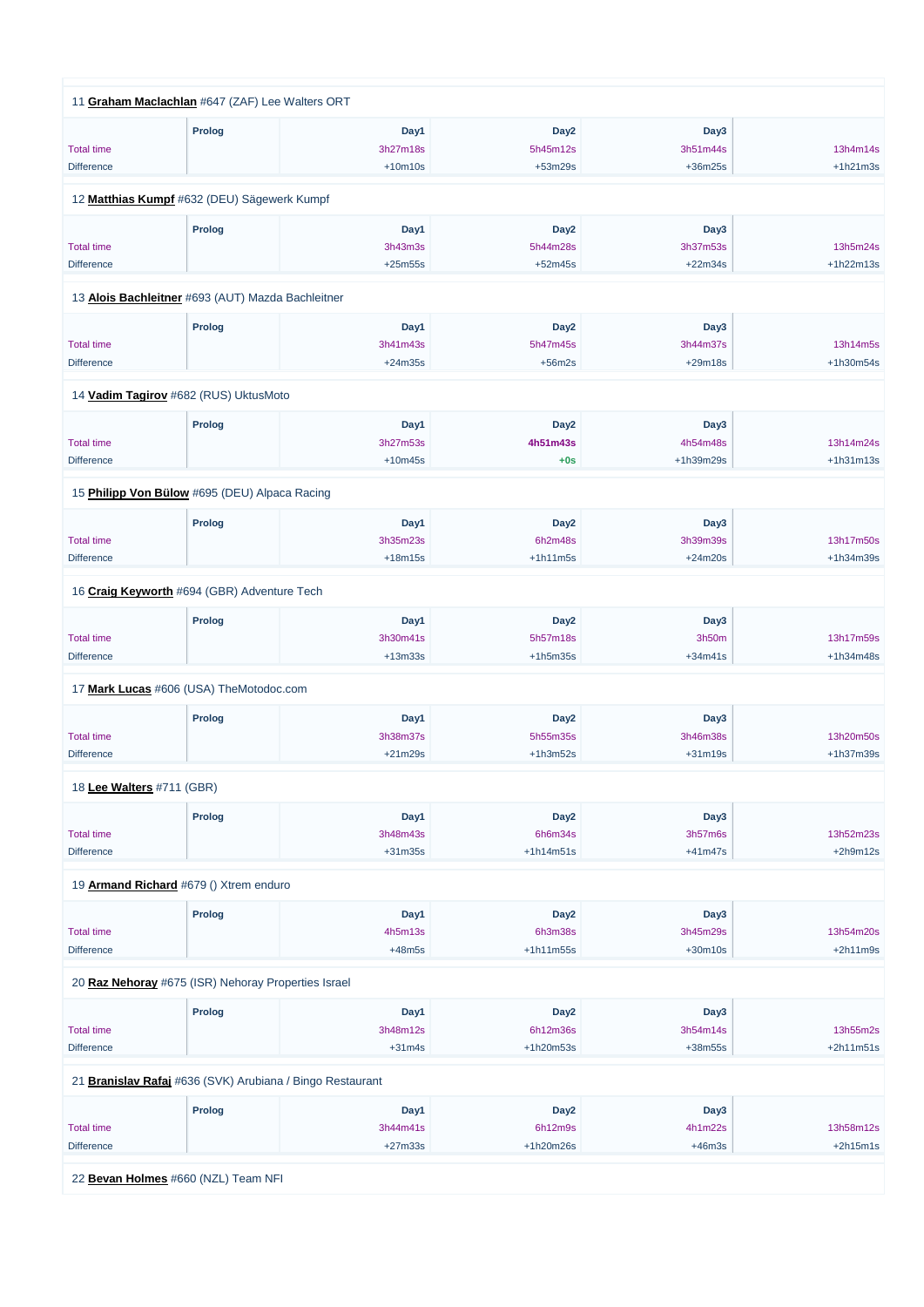11 **Graham Maclachlan** #647 (ZAF) Lee Walters ORT

| | Prolog | Day1 | Day2 | Day3 | |
|---|---|---|---|---|---|
| Total time | | 3h27m18s | 5h45m12s | 3h51m44s | 13h4m14s |
| Difference | | +10m10s | +53m29s | +36m25s | +1h21m3s |

12 **Matthias Kumpf** #632 (DEU) Sägewerk Kumpf

| | Prolog | Day1 | Day2 | Day3 | |
|---|---|---|---|---|---|
| Total time | | 3h43m3s | 5h44m28s | 3h37m53s | 13h5m24s |
| Difference | | +25m55s | +52m45s | +22m34s | +1h22m13s |

13 **Alois Bachleitner** #693 (AUT) Mazda Bachleitner

| | Prolog | Day1 | Day2 | Day3 | |
|---|---|---|---|---|---|
| Total time | | 3h41m43s | 5h47m45s | 3h44m37s | 13h14m5s |
| Difference | | +24m35s | +56m2s | +29m18s | +1h30m54s |

14 **Vadim Tagirov** #682 (RUS) UktusMoto

| | Prolog | Day1 | Day2 | Day3 | |
|---|---|---|---|---|---|
| Total time | | 3h27m53s | **4h51m43s** | 4h54m48s | 13h14m24s |
| Difference | | +10m45s | **+0s** | +1h39m29s | +1h31m13s |

15 **Philipp Von Bülow** #695 (DEU) Alpaca Racing

| | Prolog | Day1 | Day2 | Day3 | |
|---|---|---|---|---|---|
| Total time | | 3h35m23s | 6h2m48s | 3h39m39s | 13h17m50s |
| Difference | | +18m15s | +1h11m5s | +24m20s | +1h34m39s |

16 **Craig Keyworth** #694 (GBR) Adventure Tech

| | Prolog | Day1 | Day2 | Day3 | |
|---|---|---|---|---|---|
| Total time | | 3h30m41s | 5h57m18s | 3h50m | 13h17m59s |
| Difference | | +13m33s | +1h5m35s | +34m41s | +1h34m48s |

17 **Mark Lucas** #606 (USA) TheMotodoc.com

| | Prolog | Day1 | Day2 | Day3 | |
|---|---|---|---|---|---|
| Total time | | 3h38m37s | 5h55m35s | 3h46m38s | 13h20m50s |
| Difference | | +21m29s | +1h3m52s | +31m19s | +1h37m39s |

18 **Lee Walters** #711 (GBR)

| | Prolog | Day1 | Day2 | Day3 | |
|---|---|---|---|---|---|
| Total time | | 3h48m43s | 6h6m34s | 3h57m6s | 13h52m23s |
| Difference | | +31m35s | +1h14m51s | +41m47s | +2h9m12s |

19 **Armand Richard** #679 () Xtrem enduro

| | Prolog | Day1 | Day2 | Day3 | |
|---|---|---|---|---|---|
| Total time | | 4h5m13s | 6h3m38s | 3h45m29s | 13h54m20s |
| Difference | | +48m5s | +1h11m55s | +30m10s | +2h11m9s |

20 **Raz Nehoray** #675 (ISR) Nehoray Properties Israel

| | Prolog | Day1 | Day2 | Day3 | |
|---|---|---|---|---|---|
| Total time | | 3h48m12s | 6h12m36s | 3h54m14s | 13h55m2s |
| Difference | | +31m4s | +1h20m53s | +38m55s | +2h11m51s |

21 **Branislav Rafaj** #636 (SVK) Arubiana / Bingo Restaurant

| | Prolog | Day1 | Day2 | Day3 | |
|---|---|---|---|---|---|
| Total time | | 3h44m41s | 6h12m9s | 4h1m22s | 13h58m12s |
| Difference | | +27m33s | +1h20m26s | +46m3s | +2h15m1s |

22 **Bevan Holmes** #660 (NZL) Team NFI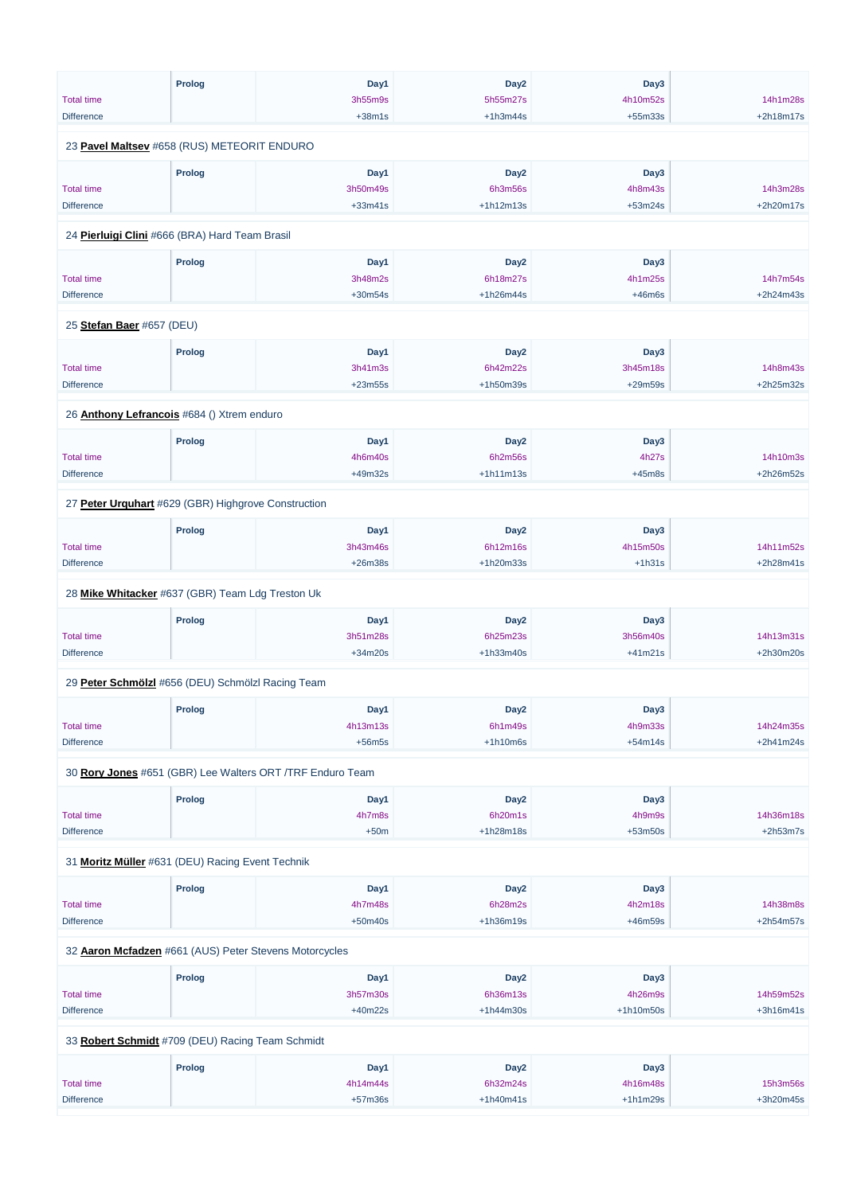| | Prolog | Day1 | Day2 | Day3 | |
|---|---|---|---|---|---|
| Total time | | 3h55m9s | 5h55m27s | 4h10m52s | 14h1m28s |
| Difference | | +38m1s | +1h3m44s | +55m33s | +2h18m17s |

23 **Pavel Maltsev** #658 (RUS) METEORIT ENDURO

| | Prolog | Day1 | Day2 | Day3 | |
|---|---|---|---|---|---|
| Total time | | 3h50m49s | 6h3m56s | 4h8m43s | 14h3m28s |
| Difference | | +33m41s | +1h12m13s | +53m24s | +2h20m17s |

24 **Pierluigi Clini** #666 (BRA) Hard Team Brasil

| | Prolog | Day1 | Day2 | Day3 | |
|---|---|---|---|---|---|
| Total time | | 3h48m2s | 6h18m27s | 4h1m25s | 14h7m54s |
| Difference | | +30m54s | +1h26m44s | +46m6s | +2h24m43s |

25 **Stefan Baer** #657 (DEU)

| | Prolog | Day1 | Day2 | Day3 | |
|---|---|---|---|---|---|
| Total time | | 3h41m3s | 6h42m22s | 3h45m18s | 14h8m43s |
| Difference | | +23m55s | +1h50m39s | +29m59s | +2h25m32s |

26 **Anthony Lefrancois** #684 () Xtrem enduro

| | Prolog | Day1 | Day2 | Day3 | |
|---|---|---|---|---|---|
| Total time | | 4h6m40s | 6h2m56s | 4h27s | 14h10m3s |
| Difference | | +49m32s | +1h11m13s | +45m8s | +2h26m52s |

27 **Peter Urquhart** #629 (GBR) Highgrove Construction

| | Prolog | Day1 | Day2 | Day3 | |
|---|---|---|---|---|---|
| Total time | | 3h43m46s | 6h12m16s | 4h15m50s | 14h11m52s |
| Difference | | +26m38s | +1h20m33s | +1h31s | +2h28m41s |

28 **Mike Whitacker** #637 (GBR) Team Ldg Treston Uk

| | Prolog | Day1 | Day2 | Day3 | |
|---|---|---|---|---|---|
| Total time | | 3h51m28s | 6h25m23s | 3h56m40s | 14h13m31s |
| Difference | | +34m20s | +1h33m40s | +41m21s | +2h30m20s |

29 **Peter Schmölzl** #656 (DEU) Schmölzl Racing Team

| | Prolog | Day1 | Day2 | Day3 | |
|---|---|---|---|---|---|
| Total time | | 4h13m13s | 6h1m49s | 4h9m33s | 14h24m35s |
| Difference | | +56m5s | +1h10m6s | +54m14s | +2h41m24s |

30 **Rory Jones** #651 (GBR) Lee Walters ORT /TRF Enduro Team

| | Prolog | Day1 | Day2 | Day3 | |
|---|---|---|---|---|---|
| Total time | | 4h7m8s | 6h20m1s | 4h9m9s | 14h36m18s |
| Difference | | +50m | +1h28m18s | +53m50s | +2h53m7s |

31 **Moritz Müller** #631 (DEU) Racing Event Technik

| | Prolog | Day1 | Day2 | Day3 | |
|---|---|---|---|---|---|
| Total time | | 4h7m48s | 6h28m2s | 4h2m18s | 14h38m8s |
| Difference | | +50m40s | +1h36m19s | +46m59s | +2h54m57s |

32 **Aaron Mcfadzen** #661 (AUS) Peter Stevens Motorcycles

| | Prolog | Day1 | Day2 | Day3 | |
|---|---|---|---|---|---|
| Total time | | 3h57m30s | 6h36m13s | 4h26m9s | 14h59m52s |
| Difference | | +40m22s | +1h44m30s | +1h10m50s | +3h16m41s |

33 **Robert Schmidt** #709 (DEU) Racing Team Schmidt

| | Prolog | Day1 | Day2 | Day3 | |
|---|---|---|---|---|---|
| Total time | | 4h14m44s | 6h32m24s | 4h16m48s | 15h3m56s |
| Difference | | +57m36s | +1h40m41s | +1h1m29s | +3h20m45s |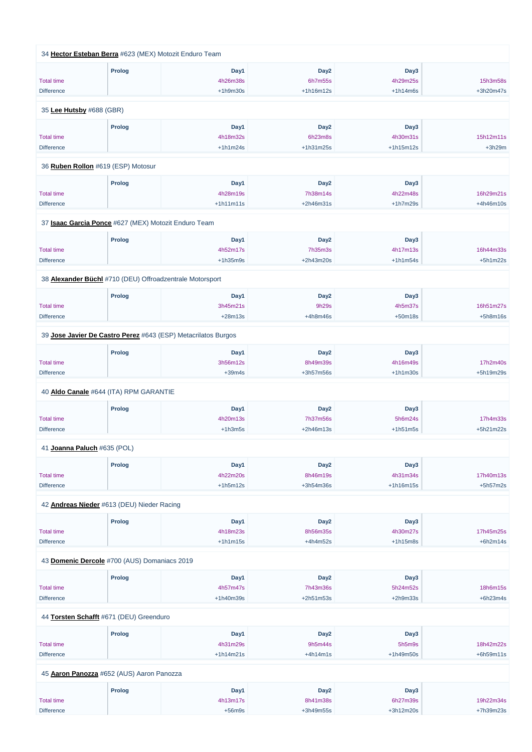34 **Hector Esteban Berra** #623 (MEX) Motozit Enduro Team

| | Prolog | Day1 | Day2 | Day3 | |
|---|---|---|---|---|---|
| Total time | | 4h26m38s | 6h7m55s | 4h29m25s | 15h3m58s |
| Difference | | +1h9m30s | +1h16m12s | +1h14m6s | +3h20m47s |

35 **Lee Hutsby** #688 (GBR)

| | Prolog | Day1 | Day2 | Day3 | |
|---|---|---|---|---|---|
| Total time | | 4h18m32s | 6h23m8s | 4h30m31s | 15h12m11s |
| Difference | | +1h1m24s | +1h31m25s | +1h15m12s | +3h29m |

36 **Ruben Rollon** #619 (ESP) Motosur

| | Prolog | Day1 | Day2 | Day3 | |
|---|---|---|---|---|---|
| Total time | | 4h28m19s | 7h38m14s | 4h22m48s | 16h29m21s |
| Difference | | +1h11m11s | +2h46m31s | +1h7m29s | +4h46m10s |

37 **Isaac Garcia Ponce** #627 (MEX) Motozit Enduro Team

| | Prolog | Day1 | Day2 | Day3 | |
|---|---|---|---|---|---|
| Total time | | 4h52m17s | 7h35m3s | 4h17m13s | 16h44m33s |
| Difference | | +1h35m9s | +2h43m20s | +1h1m54s | +5h1m22s |

38 **Alexander Büchl** #710 (DEU) Offroadzentrale Motorsport

| | Prolog | Day1 | Day2 | Day3 | |
|---|---|---|---|---|---|
| Total time | | 3h45m21s | 9h29s | 4h5m37s | 16h51m27s |
| Difference | | +28m13s | +4h8m46s | +50m18s | +5h8m16s |

39 **Jose Javier De Castro Perez** #643 (ESP) Metacrilatos Burgos

| | Prolog | Day1 | Day2 | Day3 | |
|---|---|---|---|---|---|
| Total time | | 3h56m12s | 8h49m39s | 4h16m49s | 17h2m40s |
| Difference | | +39m4s | +3h57m56s | +1h1m30s | +5h19m29s |

40 **Aldo Canale** #644 (ITA) RPM GARANTIE

| | Prolog | Day1 | Day2 | Day3 | |
|---|---|---|---|---|---|
| Total time | | 4h20m13s | 7h37m56s | 5h6m24s | 17h4m33s |
| Difference | | +1h3m5s | +2h46m13s | +1h51m5s | +5h21m22s |

41 **Joanna Paluch** #635 (POL)

| | Prolog | Day1 | Day2 | Day3 | |
|---|---|---|---|---|---|
| Total time | | 4h22m20s | 8h46m19s | 4h31m34s | 17h40m13s |
| Difference | | +1h5m12s | +3h54m36s | +1h16m15s | +5h57m2s |

42 **Andreas Nieder** #613 (DEU) Nieder Racing

| | Prolog | Day1 | Day2 | Day3 | |
|---|---|---|---|---|---|
| Total time | | 4h18m23s | 8h56m35s | 4h30m27s | 17h45m25s |
| Difference | | +1h1m15s | +4h4m52s | +1h15m8s | +6h2m14s |

43 **Domenic Dercole** #700 (AUS) Domaniacs 2019

| | Prolog | Day1 | Day2 | Day3 | |
|---|---|---|---|---|---|
| Total time | | 4h57m47s | 7h43m36s | 5h24m52s | 18h6m15s |
| Difference | | +1h40m39s | +2h51m53s | +2h9m33s | +6h23m4s |

44 **Torsten Schafft** #671 (DEU) Greenduro

| | Prolog | Day1 | Day2 | Day3 | |
|---|---|---|---|---|---|
| Total time | | 4h31m29s | 9h5m44s | 5h5m9s | 18h42m22s |
| Difference | | +1h14m21s | +4h14m1s | +1h49m50s | +6h59m11s |

45 **Aaron Panozza** #652 (AUS) Aaron Panozza

| | Prolog | Day1 | Day2 | Day3 | |
|---|---|---|---|---|---|
| Total time | | 4h13m17s | 8h41m38s | 6h27m39s | 19h22m34s |
| Difference | | +56m9s | +3h49m55s | +3h12m20s | +7h39m23s |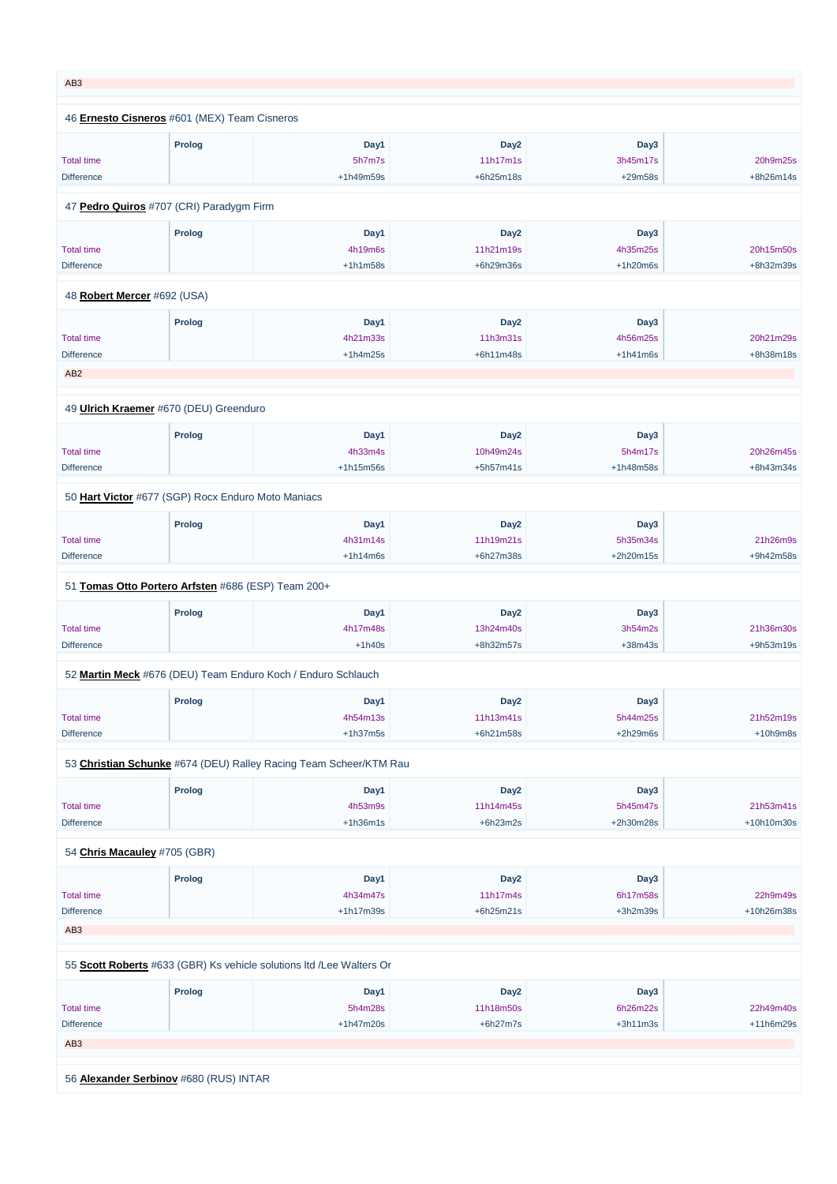AB3

46 **Ernesto Cisneros** #601 (MEX) Team Cisneros

| | Prolog | Day1 | Day2 | Day3 | |
|---|---|---|---|---|---|
| Total time | | 5h7m7s | 11h17m1s | 3h45m17s | 20h9m25s |
| Difference | | +1h49m59s | +6h25m18s | +29m58s | +8h26m14s |

47 **Pedro Quiros** #707 (CRI) Paradygm Firm

| | Prolog | Day1 | Day2 | Day3 | |
|---|---|---|---|---|---|
| Total time | | 4h19m6s | 11h21m19s | 4h35m25s | 20h15m50s |
| Difference | | +1h1m58s | +6h29m36s | +1h20m6s | +8h32m39s |

48 **Robert Mercer** #692 (USA)

| | Prolog | Day1 | Day2 | Day3 | |
|---|---|---|---|---|---|
| Total time | | 4h21m33s | 11h3m31s | 4h56m25s | 20h21m29s |
| Difference | | +1h4m25s | +6h11m48s | +1h41m6s | +8h38m18s |

AB2

49 **Ulrich Kraemer** #670 (DEU) Greenduro

| | Prolog | Day1 | Day2 | Day3 | |
|---|---|---|---|---|---|
| Total time | | 4h33m4s | 10h49m24s | 5h4m17s | 20h26m45s |
| Difference | | +1h15m56s | +5h57m41s | +1h48m58s | +8h43m34s |

50 **Hart Victor** #677 (SGP) Rocx Enduro Moto Maniacs

| | Prolog | Day1 | Day2 | Day3 | |
|---|---|---|---|---|---|
| Total time | | 4h31m14s | 11h19m21s | 5h35m34s | 21h26m9s |
| Difference | | +1h14m6s | +6h27m38s | +2h20m15s | +9h42m58s |

51 **Tomas Otto Portero Arfsten** #686 (ESP) Team 200+

| | Prolog | Day1 | Day2 | Day3 | |
|---|---|---|---|---|---|
| Total time | | 4h17m48s | 13h24m40s | 3h54m2s | 21h36m30s |
| Difference | | +1h40s | +8h32m57s | +38m43s | +9h53m19s |

52 **Martin Meck** #676 (DEU) Team Enduro Koch / Enduro Schlauch

| | Prolog | Day1 | Day2 | Day3 | |
|---|---|---|---|---|---|
| Total time | | 4h54m13s | 11h13m41s | 5h44m25s | 21h52m19s |
| Difference | | +1h37m5s | +6h21m58s | +2h29m6s | +10h9m8s |

53 **Christian Schunke** #674 (DEU) Ralley Racing Team Scheer/KTM Rau

| | Prolog | Day1 | Day2 | Day3 | |
|---|---|---|---|---|---|
| Total time | | 4h53m9s | 11h14m45s | 5h45m47s | 21h53m41s |
| Difference | | +1h36m1s | +6h23m2s | +2h30m28s | +10h10m30s |

54 **Chris Macauley** #705 (GBR)

| | Prolog | Day1 | Day2 | Day3 | |
|---|---|---|---|---|---|
| Total time | | 4h34m47s | 11h17m4s | 6h17m58s | 22h9m49s |
| Difference | | +1h17m39s | +6h25m21s | +3h2m39s | +10h26m38s |

AB3

55 **Scott Roberts** #633 (GBR) Ks vehicle solutions ltd /Lee Walters Or

| | Prolog | Day1 | Day2 | Day3 | |
|---|---|---|---|---|---|
| Total time | | 5h4m28s | 11h18m50s | 6h26m22s | 22h49m40s |
| Difference | | +1h47m20s | +6h27m7s | +3h11m3s | +11h6m29s |

AB3

56 **Alexander Serbinov** #680 (RUS) INTAR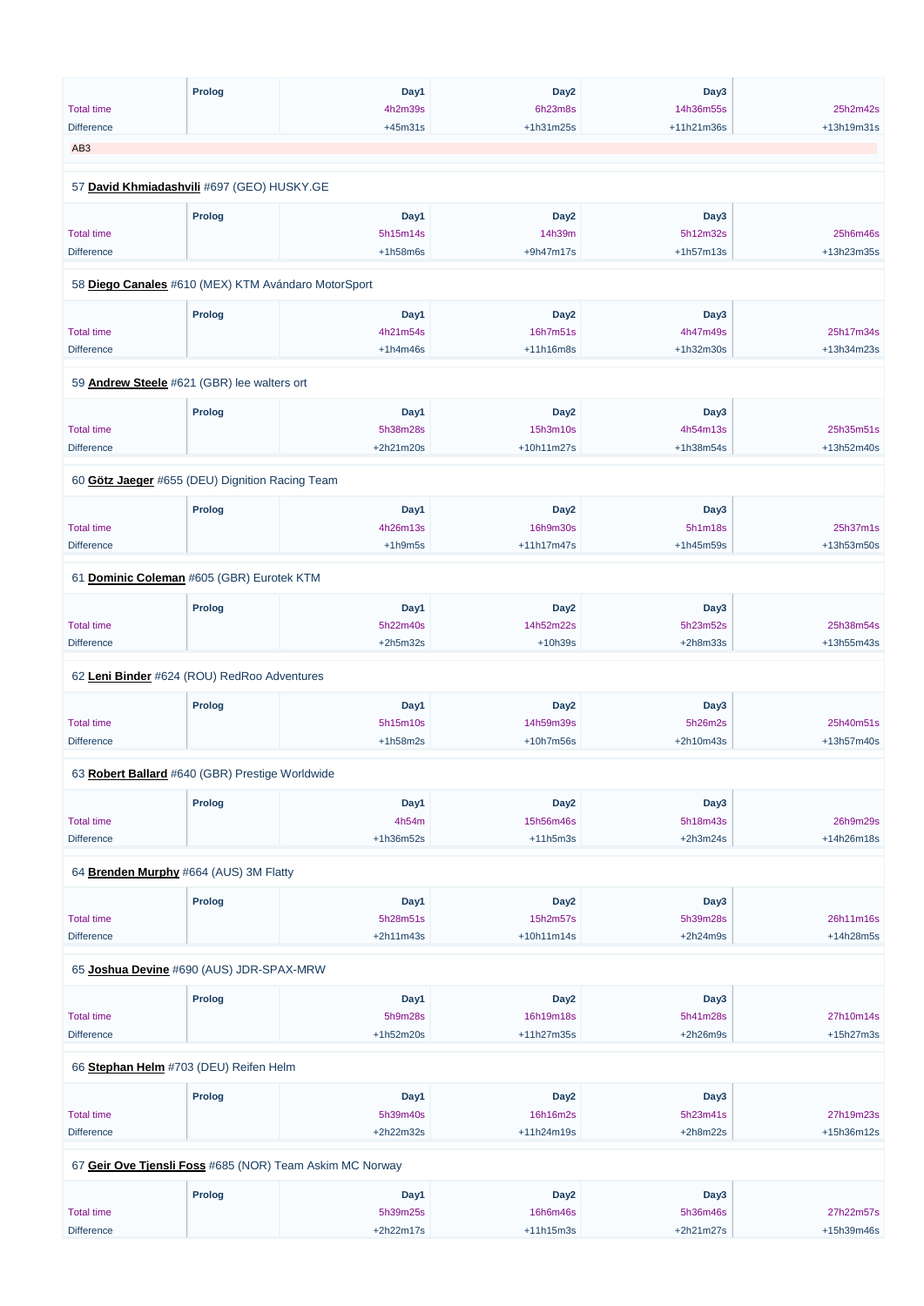| | Prolog | Day1 | Day2 | Day3 | |
|---|---|---|---|---|---|
| Total time | | 4h2m39s | 6h23m8s | 14h36m55s | 25h2m42s |
| Difference | | +45m31s | +1h31m25s | +11h21m36s | +13h19m31s |

AB3

57 **David Khmiadashvili** #697 (GEO) HUSKY.GE

| | Prolog | Day1 | Day2 | Day3 | |
|---|---|---|---|---|---|
| Total time | | 5h15m14s | 14h39m | 5h12m32s | 25h6m46s |
| Difference | | +1h58m6s | +9h47m17s | +1h57m13s | +13h23m35s |

58 **Diego Canales** #610 (MEX) KTM Avándaro MotorSport

| | Prolog | Day1 | Day2 | Day3 | |
|---|---|---|---|---|---|
| Total time | | 4h21m54s | 16h7m51s | 4h47m49s | 25h17m34s |
| Difference | | +1h4m46s | +11h16m8s | +1h32m30s | +13h34m23s |

59 **Andrew Steele** #621 (GBR) lee walters ort

| | Prolog | Day1 | Day2 | Day3 | |
|---|---|---|---|---|---|
| Total time | | 5h38m28s | 15h3m10s | 4h54m13s | 25h35m51s |
| Difference | | +2h21m20s | +10h11m27s | +1h38m54s | +13h52m40s |

60 **Götz Jaeger** #655 (DEU) Dignition Racing Team

| | Prolog | Day1 | Day2 | Day3 | |
|---|---|---|---|---|---|
| Total time | | 4h26m13s | 16h9m30s | 5h1m18s | 25h37m1s |
| Difference | | +1h9m5s | +11h17m47s | +1h45m59s | +13h53m50s |

61 **Dominic Coleman** #605 (GBR) Eurotek KTM

| | Prolog | Day1 | Day2 | Day3 | |
|---|---|---|---|---|---|
| Total time | | 5h22m40s | 14h52m22s | 5h23m52s | 25h38m54s |
| Difference | | +2h5m32s | +10h39s | +2h8m33s | +13h55m43s |

62 **Leni Binder** #624 (ROU) RedRoo Adventures

| | Prolog | Day1 | Day2 | Day3 | |
|---|---|---|---|---|---|
| Total time | | 5h15m10s | 14h59m39s | 5h26m2s | 25h40m51s |
| Difference | | +1h58m2s | +10h7m56s | +2h10m43s | +13h57m40s |

63 **Robert Ballard** #640 (GBR) Prestige Worldwide

| | Prolog | Day1 | Day2 | Day3 | |
|---|---|---|---|---|---|
| Total time | | 4h54m | 15h56m46s | 5h18m43s | 26h9m29s |
| Difference | | +1h36m52s | +11h5m3s | +2h3m24s | +14h26m18s |

64 **Brenden Murphy** #664 (AUS) 3M Flatty

| | Prolog | Day1 | Day2 | Day3 | |
|---|---|---|---|---|---|
| Total time | | 5h28m51s | 15h2m57s | 5h39m28s | 26h11m16s |
| Difference | | +2h11m43s | +10h11m14s | +2h24m9s | +14h28m5s |

65 **Joshua Devine** #690 (AUS) JDR-SPAX-MRW

| | Prolog | Day1 | Day2 | Day3 | |
|---|---|---|---|---|---|
| Total time | | 5h9m28s | 16h19m18s | 5h41m28s | 27h10m14s |
| Difference | | +1h52m20s | +11h27m35s | +2h26m9s | +15h27m3s |

66 **Stephan Helm** #703 (DEU) Reifen Helm

| | Prolog | Day1 | Day2 | Day3 | |
|---|---|---|---|---|---|
| Total time | | 5h39m40s | 16h16m2s | 5h23m41s | 27h19m23s |
| Difference | | +2h22m32s | +11h24m19s | +2h8m22s | +15h36m12s |

67 **Geir Ove Tjensli Foss** #685 (NOR) Team Askim MC Norway

| | Prolog | Day1 | Day2 | Day3 | |
|---|---|---|---|---|---|
| Total time | | 5h39m25s | 16h6m46s | 5h36m46s | 27h22m57s |
| Difference | | +2h22m17s | +11h15m3s | +2h21m27s | +15h39m46s |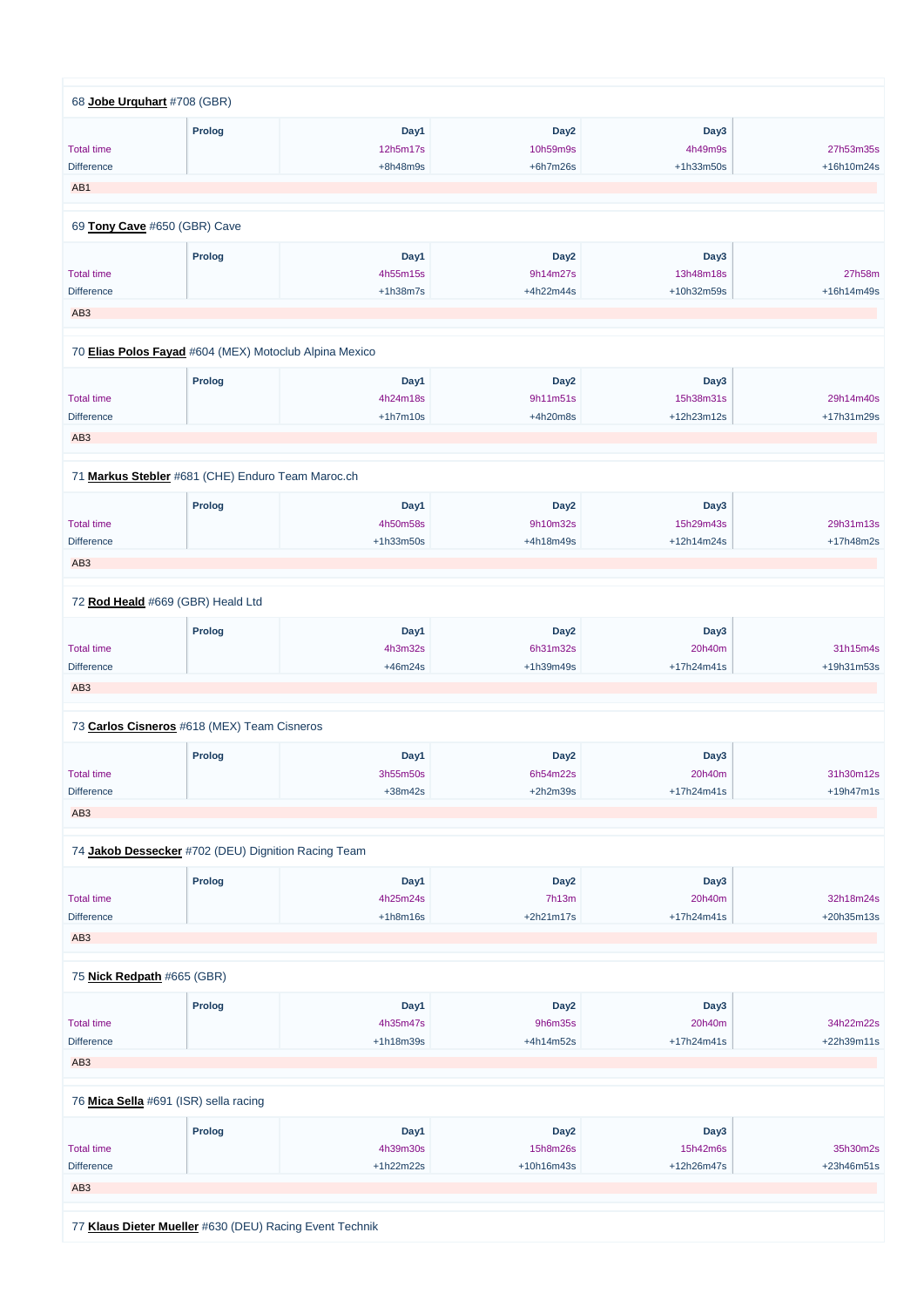68 **Jobe Urquhart** #708 (GBR)

| | Prolog | Day1 | Day2 | Day3 | |
|---|---|---|---|---|---|
| Total time | | 12h5m17s | 10h59m9s | 4h49m9s | 27h53m35s |
| Difference | | +8h48m9s | +6h7m26s | +1h33m50s | +16h10m24s |

AB1

69 **Tony Cave** #650 (GBR) Cave

| | Prolog | Day1 | Day2 | Day3 | |
|---|---|---|---|---|---|
| Total time | | 4h55m15s | 9h14m27s | 13h48m18s | 27h58m |
| Difference | | +1h38m7s | +4h22m44s | +10h32m59s | +16h14m49s |

AB3

70 **Elias Polos Fayad** #604 (MEX) Motoclub Alpina Mexico

| | Prolog | Day1 | Day2 | Day3 | |
|---|---|---|---|---|---|
| Total time | | 4h24m18s | 9h11m51s | 15h38m31s | 29h14m40s |
| Difference | | +1h7m10s | +4h20m8s | +12h23m12s | +17h31m29s |

AB3

71 **Markus Stebler** #681 (CHE) Enduro Team Maroc.ch

| | Prolog | Day1 | Day2 | Day3 | |
|---|---|---|---|---|---|
| Total time | | 4h50m58s | 9h10m32s | 15h29m43s | 29h31m13s |
| Difference | | +1h33m50s | +4h18m49s | +12h14m24s | +17h48m2s |

AB3

72 **Rod Heald** #669 (GBR) Heald Ltd

| | Prolog | Day1 | Day2 | Day3 | |
|---|---|---|---|---|---|
| Total time | | 4h3m32s | 6h31m32s | 20h40m | 31h15m4s |
| Difference | | +46m24s | +1h39m49s | +17h24m41s | +19h31m53s |

AB3

73 **Carlos Cisneros** #618 (MEX) Team Cisneros

| | Prolog | Day1 | Day2 | Day3 | |
|---|---|---|---|---|---|
| Total time | | 3h55m50s | 6h54m22s | 20h40m | 31h30m12s |
| Difference | | +38m42s | +2h2m39s | +17h24m41s | +19h47m1s |

AB3

74 **Jakob Dessecker** #702 (DEU) Dignition Racing Team

| | Prolog | Day1 | Day2 | Day3 | |
|---|---|---|---|---|---|
| Total time | | 4h25m24s | 7h13m | 20h40m | 32h18m24s |
| Difference | | +1h8m16s | +2h21m17s | +17h24m41s | +20h35m13s |

AB3

75 **Nick Redpath** #665 (GBR)

| | Prolog | Day1 | Day2 | Day3 | |
|---|---|---|---|---|---|
| Total time | | 4h35m47s | 9h6m35s | 20h40m | 34h22m22s |
| Difference | | +1h18m39s | +4h14m52s | +17h24m41s | +22h39m11s |

AB3

76 **Mica Sella** #691 (ISR) sella racing

| | Prolog | Day1 | Day2 | Day3 | |
|---|---|---|---|---|---|
| Total time | | 4h39m30s | 15h8m26s | 15h42m6s | 35h30m2s |
| Difference | | +1h22m22s | +10h16m43s | +12h26m47s | +23h46m51s |

AB3

77 **Klaus Dieter Mueller** #630 (DEU) Racing Event Technik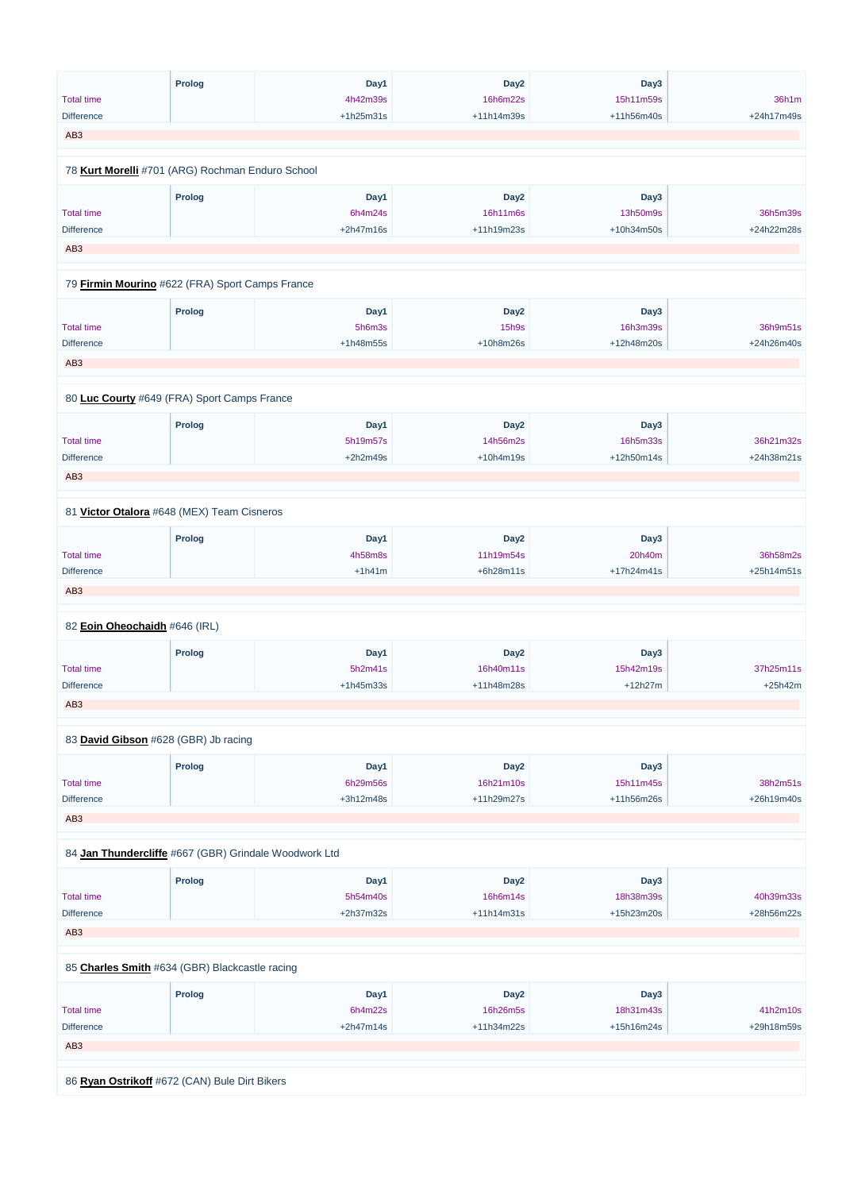| | Prolog | Day1 | Day2 | Day3 | |
|---|---|---|---|---|---|
| Total time | | 4h42m39s | 16h6m22s | 15h11m59s | 36h1m |
| Difference | | +1h25m31s | +11h14m39s | +11h56m40s | +24h17m49s |

AB3

78 **Kurt Morelli** #701 (ARG) Rochman Enduro School

| | Prolog | Day1 | Day2 | Day3 | |
|---|---|---|---|---|---|
| Total time | | 6h4m24s | 16h11m6s | 13h50m9s | 36h5m39s |
| Difference | | +2h47m16s | +11h19m23s | +10h34m50s | +24h22m28s |

AB3

79 **Firmin Mourino** #622 (FRA) Sport Camps France

| | Prolog | Day1 | Day2 | Day3 | |
|---|---|---|---|---|---|
| Total time | | 5h6m3s | 15h9s | 16h3m39s | 36h9m51s |
| Difference | | +1h48m55s | +10h8m26s | +12h48m20s | +24h26m40s |

AB3

80 **Luc Courty** #649 (FRA) Sport Camps France

| | Prolog | Day1 | Day2 | Day3 | |
|---|---|---|---|---|---|
| Total time | | 5h19m57s | 14h56m2s | 16h5m33s | 36h21m32s |
| Difference | | +2h2m49s | +10h4m19s | +12h50m14s | +24h38m21s |

AB3

81 **Victor Otalora** #648 (MEX) Team Cisneros

| | Prolog | Day1 | Day2 | Day3 | |
|---|---|---|---|---|---|
| Total time | | 4h58m8s | 11h19m54s | 20h40m | 36h58m2s |
| Difference | | +1h41m | +6h28m11s | +17h24m41s | +25h14m51s |

AB3

82 **Eoin Oheochaidh** #646 (IRL)

| | Prolog | Day1 | Day2 | Day3 | |
|---|---|---|---|---|---|
| Total time | | 5h2m41s | 16h40m11s | 15h42m19s | 37h25m11s |
| Difference | | +1h45m33s | +11h48m28s | +12h27m | +25h42m |

AB3

83 **David Gibson** #628 (GBR) Jb racing

| | Prolog | Day1 | Day2 | Day3 | |
|---|---|---|---|---|---|
| Total time | | 6h29m56s | 16h21m10s | 15h11m45s | 38h2m51s |
| Difference | | +3h12m48s | +11h29m27s | +11h56m26s | +26h19m40s |

AB3

84 **Jan Thundercliffe** #667 (GBR) Grindale Woodwork Ltd

| | Prolog | Day1 | Day2 | Day3 | |
|---|---|---|---|---|---|
| Total time | | 5h54m40s | 16h6m14s | 18h38m39s | 40h39m33s |
| Difference | | +2h37m32s | +11h14m31s | +15h23m20s | +28h56m22s |

AB3

85 **Charles Smith** #634 (GBR) Blackcastle racing

| | Prolog | Day1 | Day2 | Day3 | |
|---|---|---|---|---|---|
| Total time | | 6h4m22s | 16h26m5s | 18h31m43s | 41h2m10s |
| Difference | | +2h47m14s | +11h34m22s | +15h16m24s | +29h18m59s |

AB3

86 **Ryan Ostrikoff** #672 (CAN) Bule Dirt Bikers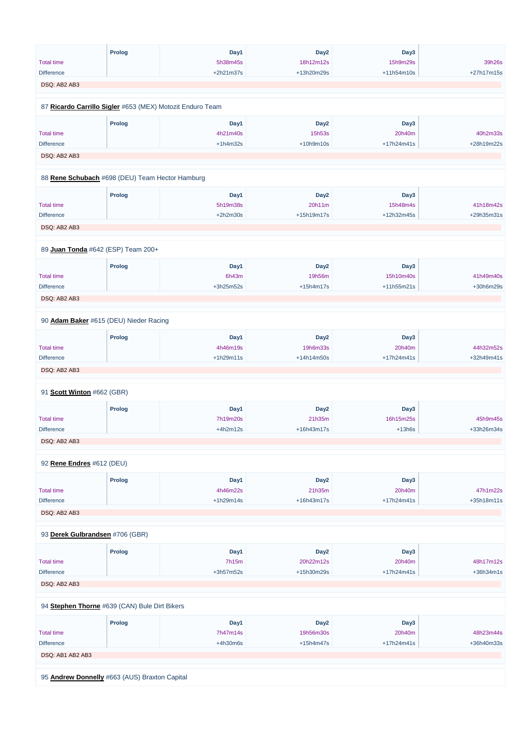| | Prolog | Day1 | Day2 | Day3 | |
|---|---|---|---|---|---|
| Total time | | 5h38m45s | 18h12m12s | 15h9m29s | 39h26s |
| Difference | | +2h21m37s | +13h20m29s | +11h54m10s | +27h17m15s |

DSQ: AB2 AB3

87 **Ricardo Carrillo Sigler** #653 (MEX) Motozit Enduro Team

| | Prolog | Day1 | Day2 | Day3 | |
|---|---|---|---|---|---|
| Total time | | 4h21m40s | 15h53s | 20h40m | 40h2m33s |
| Difference | | +1h4m32s | +10h9m10s | +17h24m41s | +28h19m22s |

DSQ: AB2 AB3

88 **Rene Schubach** #698 (DEU) Team Hector Hamburg

| | Prolog | Day1 | Day2 | Day3 | |
|---|---|---|---|---|---|
| Total time | | 5h19m38s | 20h11m | 15h48m4s | 41h18m42s |
| Difference | | +2h2m30s | +15h19m17s | +12h32m45s | +29h35m31s |

DSQ: AB2 AB3

89 **Juan Tonda** #642 (ESP) Team 200+

| | Prolog | Day1 | Day2 | Day3 | |
|---|---|---|---|---|---|
| Total time | | 6h43m | 19h56m | 15h10m40s | 41h49m40s |
| Difference | | +3h25m52s | +15h4m17s | +11h55m21s | +30h6m29s |

DSQ: AB2 AB3

90 **Adam Baker** #615 (DEU) Nieder Racing

| | Prolog | Day1 | Day2 | Day3 | |
|---|---|---|---|---|---|
| Total time | | 4h46m19s | 19h6m33s | 20h40m | 44h32m52s |
| Difference | | +1h29m11s | +14h14m50s | +17h24m41s | +32h49m41s |

DSQ: AB2 AB3

91 **Scott Winton** #662 (GBR)

| | Prolog | Day1 | Day2 | Day3 | |
|---|---|---|---|---|---|
| Total time | | 7h19m20s | 21h35m | 16h15m25s | 45h9m45s |
| Difference | | +4h2m12s | +16h43m17s | +13h6s | +33h26m34s |

DSQ: AB2 AB3

92 **Rene Endres** #612 (DEU)

| | Prolog | Day1 | Day2 | Day3 | |
|---|---|---|---|---|---|
| Total time | | 4h46m22s | 21h35m | 20h40m | 47h1m22s |
| Difference | | +1h29m14s | +16h43m17s | +17h24m41s | +35h18m11s |

DSQ: AB2 AB3

93 **Derek Gulbrandsen** #706 (GBR)

| | Prolog | Day1 | Day2 | Day3 | |
|---|---|---|---|---|---|
| Total time | | 7h15m | 20h22m12s | 20h40m | 48h17m12s |
| Difference | | +3h57m52s | +15h30m29s | +17h24m41s | +36h34m1s |

DSQ: AB2 AB3

94 **Stephen Thorne** #639 (CAN) Bule Dirt Bikers

| | Prolog | Day1 | Day2 | Day3 | |
|---|---|---|---|---|---|
| Total time | | 7h47m14s | 19h56m30s | 20h40m | 48h23m44s |
| Difference | | +4h30m6s | +15h4m47s | +17h24m41s | +36h40m33s |

DSQ: AB1 AB2 AB3

95 **Andrew Donnelly** #663 (AUS) Braxton Capital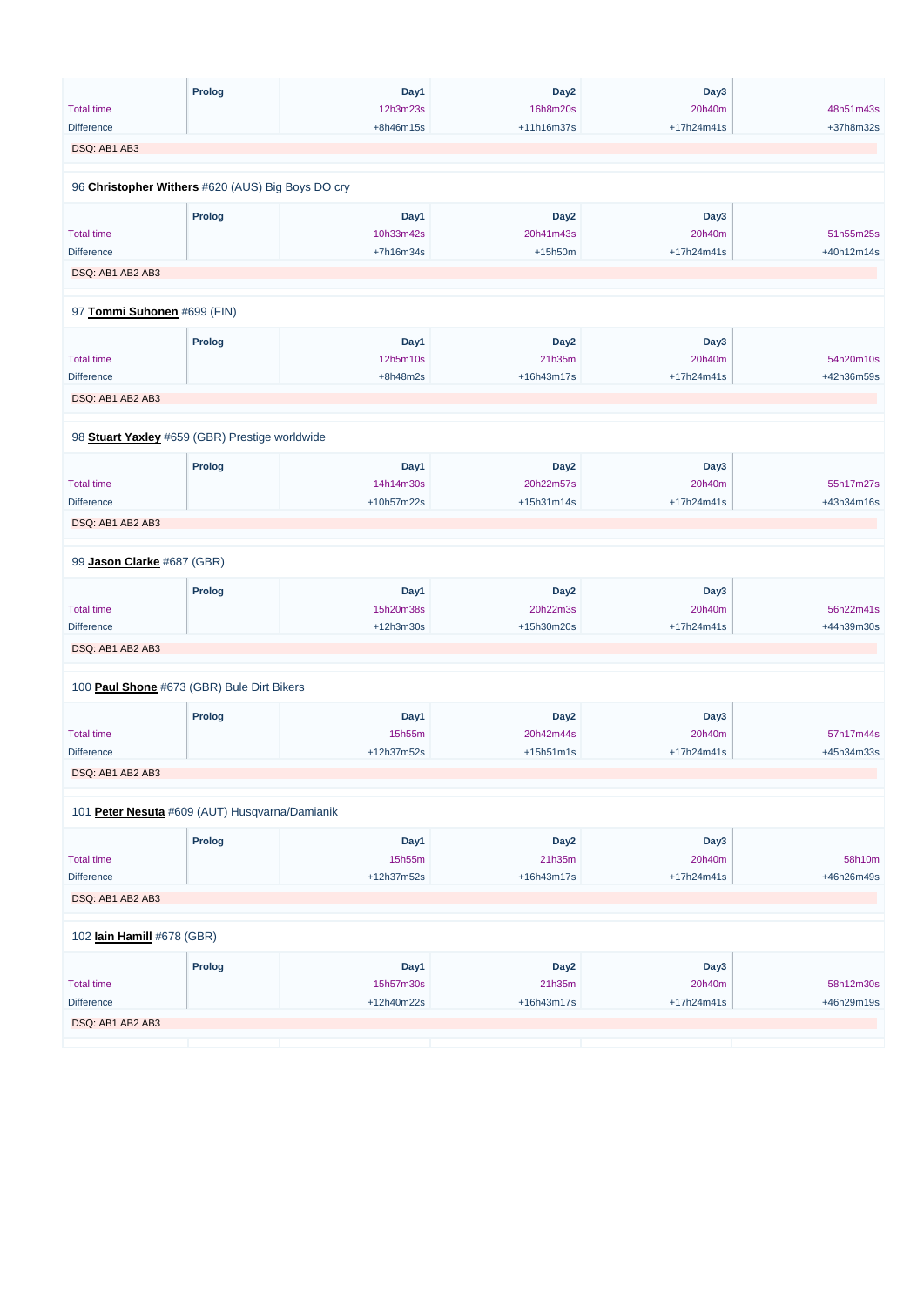| | Prolog | Day1 | Day2 | Day3 | |
|---|---|---|---|---|---|
| Total time | | 12h3m23s | 16h8m20s | 20h40m | 48h51m43s |
| Difference | | +8h46m15s | +11h16m37s | +17h24m41s | +37h8m32s |

DSQ: AB1 AB3

96 **Christopher Withers** #620 (AUS) Big Boys DO cry

| | Prolog | Day1 | Day2 | Day3 | |
|---|---|---|---|---|---|
| Total time | | 10h33m42s | 20h41m43s | 20h40m | 51h55m25s |
| Difference | | +7h16m34s | +15h50m | +17h24m41s | +40h12m14s |

DSQ: AB1 AB2 AB3

97 **Tommi Suhonen** #699 (FIN)

| | Prolog | Day1 | Day2 | Day3 | |
|---|---|---|---|---|---|
| Total time | | 12h5m10s | 21h35m | 20h40m | 54h20m10s |
| Difference | | +8h48m2s | +16h43m17s | +17h24m41s | +42h36m59s |

DSQ: AB1 AB2 AB3

98 **Stuart Yaxley** #659 (GBR) Prestige worldwide

| | Prolog | Day1 | Day2 | Day3 | |
|---|---|---|---|---|---|
| Total time | | 14h14m30s | 20h22m57s | 20h40m | 55h17m27s |
| Difference | | +10h57m22s | +15h31m14s | +17h24m41s | +43h34m16s |

DSQ: AB1 AB2 AB3

99 **Jason Clarke** #687 (GBR)

| | Prolog | Day1 | Day2 | Day3 | |
|---|---|---|---|---|---|
| Total time | | 15h20m38s | 20h22m3s | 20h40m | 56h22m41s |
| Difference | | +12h3m30s | +15h30m20s | +17h24m41s | +44h39m30s |

DSQ: AB1 AB2 AB3

100 **Paul Shone** #673 (GBR) Bule Dirt Bikers

| | Prolog | Day1 | Day2 | Day3 | |
|---|---|---|---|---|---|
| Total time | | 15h55m | 20h42m44s | 20h40m | 57h17m44s |
| Difference | | +12h37m52s | +15h51m1s | +17h24m41s | +45h34m33s |

DSQ: AB1 AB2 AB3

101 **Peter Nesuta** #609 (AUT) Husqvarna/Damianik

| | Prolog | Day1 | Day2 | Day3 | |
|---|---|---|---|---|---|
| Total time | | 15h55m | 21h35m | 20h40m | 58h10m |
| Difference | | +12h37m52s | +16h43m17s | +17h24m41s | +46h26m49s |

DSQ: AB1 AB2 AB3

102 **Iain Hamill** #678 (GBR)

| | Prolog | Day1 | Day2 | Day3 | |
|---|---|---|---|---|---|
| Total time | | 15h57m30s | 21h35m | 20h40m | 58h12m30s |
| Difference | | +12h40m22s | +16h43m17s | +17h24m41s | +46h29m19s |

DSQ: AB1 AB2 AB3